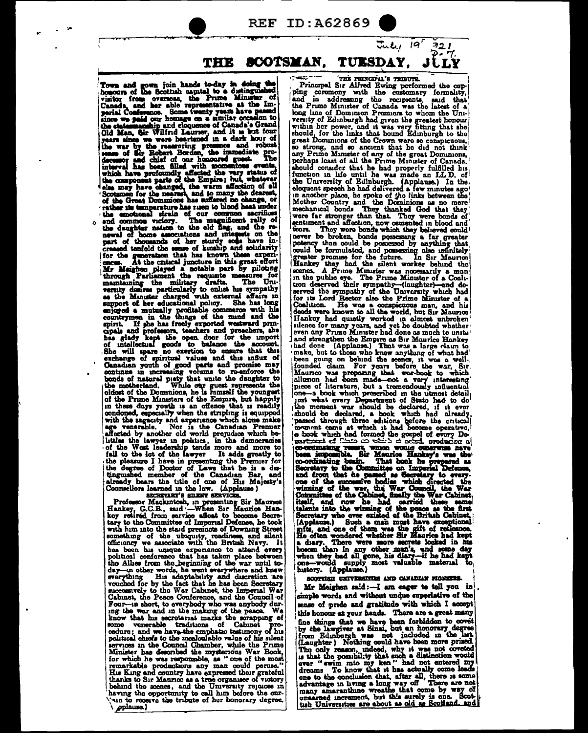REF ID:A62869

July 19 1921

# THE SCOTSMAN, TUESDAY, JULY

Town and gown join hands to-day in doing the honours of the Scottish capital to a distinguished visitor from overseas, the Prime Minister of Canada, and her able representative at the Imperial Conference. Some twenty years have passed since we paid our homage on a similar occasion to the statesmanship and eloquence of Canada's Grand Old Man, Sir Wilfrid Laurier, and it is but four years since we were heartened in a dark hour of the war by the reassuring presence and robust sense of Sir Robert Borden, the immediate predecessor and chief of our honoured guest. The interval has been filled with momentous events, which have profoundly affected the very status of the component parts of the Empire; but, whatever else may have changed, the warm affection of all Scotsmen for the nearest, and to many the dearest, of the Great Dominions has suffered no change, or rather its temperature has risen to blood heat under the emotional strain of our common sacrifices and common victory. The magnificent rally of the daughter nation to the old flag, and the renewal of home associations and interests on the part of thousands of her sturdy sons have increased tenfold the sense of kinship and solidarity for the generation that has known these experiences. At the critical juncture in this great effort Mr Meighen played a notable part by piloting through Parliament the requisite measures for maintaining the military drafts. The University desires particularly to enlist his sympathy as the Minister charged with external affairs in support of her educational policy. She has long enjoyed a mutually profitable commerce with his countrymen in the things of the mind and the spirit. If she has freely exported westward principals and professors, teachers and preachers, she has gladly kept the open door for the import of intellectual goods to balance the account. She will spare no exertion to ensure that this exchange of spiritual values and this influx of Canadian youth of good parts and promise may continue in increasing volume to re-enforce the bonds of natural piety that unite the daughter to the motherland. While our guest represents the eldest of the Dominions, he is himself the youngest of the Prime Ministers of the Empire, but happily in these days youth is an offence that is readily condoned, especially when the stripling is equipped with the sagacity and experience which alone make age venerable. Nor is the Canadian Premier affected by another old world prejudice which belittles the lawyer in politics, in the democracies of the West leadership tends more and more to fall to the lot of the lawyer. It adds greatly to the pleasure I have in presenting the Premier for the degree of Doctor of Laws that he is a distinguished member of the Canadian Bar, and already bears the title of one of His Majesty's Counsellors learned in the law. (Applause.)

## SECRETARY'S SILENT SERVICES.

Professor Mackintosh, in presenting Sir Maurice Hankey, G.C.B., said:—When Sir Maurice Hankey retired from service afloat to become Secretary to the Committee of Imperial Defence, he took with him into the staid precincts of Downing Street something of the ubiquity, readiness, and silent efficiency we associate with the British Navy. It has been his unique experience to attend every political conference that has taken place between the Allies from the beginning of the war until today—in other words, he went everywhere and knew everything. His adaptability and discretion are vouched for by the fact that he has been Secretary successively to the War Cabinet, the Imperial War Cabinet, the Peace Conference, and the Council of Four—in short, to everybody who was anybody during the war and in the making of the peace. We know that his secretariat marks the scrapping of some venerable traditions of Cabinet procedure; and we have the emphatic testimony of his political chiefs to the incalculable value of his silent services in the Council Chamber, while the Prime Minister has described the mysterious War Book, for which he was responsible, as "one of the most remarkable productions any man could peruse." His King and country have expressed their grateful thanks to Sir Maurice as a true organiser of victory behind the scenes, and the University rejoices in having the opportunity to call him before the curtain to receive the tribute of her honorary degree. (Applause.)

## THE PRINCIPAL'S TRIBUTE.

Principal Sir Alfred Ewing performed the capping ceremony with the customary formality, and in addressing the recipients, said that the Prime Minister of Canada was the latest of a long line of Dominion Premiers to whom the University of Edinburgh had given the greatest honour within her power, and it was very fitting that she should, for the links that bound Edinburgh to the great Dominions of the Crown were so conspicuous, so strong, and so ancient that he did not think any Prime Minister of any of the great Dominions, perhaps least of all the Prime Minister of Canada, should consider that he had properly fulfilled his function in life until he was made an LL.D. of the University of Edinburgh. (Applause.) In the eloquent speech he had delivered a few minutes ago in another place, he spoke of the links between the Mother Country and the Dominions as no mere mechanical bonds. They thanked God that they were far stronger than that. They were bonds of sentiment and affection, now cemented in blood and tears. They were bonds which they believed could never be broken, bonds possessing a far greater potency than could be possessed by anything that could be formulated, and possessing also infinitely greater promise for the future. In Sir Maurice Hankey they had the silent worker behind the scenes. A Prime Minister was necessarily a man in the public eye. The Prime Minister of a Coalition deserved their sympathy—(laughter)—and deserved the sympathy of the University which had for its Lord Rector also the Prime Minister of a Coalition. He was a conspicuous man, and his deeds were known to all the world, but Sir Maurice Hankey had quietly worked in almost unbroken silence for many years, and yet he doubted whether even any Prime Minister had done as much to unite and strengthen the Empire as Sir Maurice Hankey had done. (Applause.) That was a large claim to make, but to those who knew anything of what had been going on behind the scenes, it was a well-founded claim. For years before the war, Sir Maurice was preparing that war-book to which allusion had been made—not a very interesting piece of literature, but a tremendously influential one—a book which prescribed in the utmost detail just what every Department of State had to do the moment war should be declared, if it ever should be declared, a book which had already passed through three editions before the critical moment came at which it had become operative, a book which had formed the gospel of every Department of State on which it acted, producing a co-ordinating result, which would otherwise have been impossible. Sir Maurice Hankey's was the co-ordinating brain. That book he prepared as Secretary to the Committee on Imperial Defence, and from that he passed as Secretary to every one of the successive bodies which directed the winning of the war, the War Council, the War Committee of the Cabinet, finally the War Cabinet itself, and now he had carried these same talents into the winning of the peace as the first Secretary who ever existed of the British Cabinet. (Applause.) Such a man must have exceptional gifts, and one of them was the gift of reticence. He often wondered whether Sir Maurice had kept a diary. There were more secrets locked in his bosom than in any other man's, and some day when they had all gone, his diary—if he had kept one—would supply most valuable material to history. (Applause.)

## SCOTTISH UNIVERSITIES AND CANADIAN PIONEERS.

Mr Meighen said:—I am eager to tell you in simple words and without undue superlative of the sense of pride and gratitude with which I accept this honour at your hands. There are a great many fine things that we have been forbidden to covet by the lawgiver at Sinai, but an honorary degree from Edinburgh was not included in the list. (Laughter.) Nothing could have been more prized. The only reason, indeed, why it was not coveted is that the possibility that such a distinction would ever "swim into my ken" had not entered my dreams. To know that it has actually come leads one to the conclusion that, after all, there is some advantage in living a long way off. There are not many amaranthine wreaths that come by way of unearned increment, but this surely is one. Scottish Universities are about as old as Scotland, and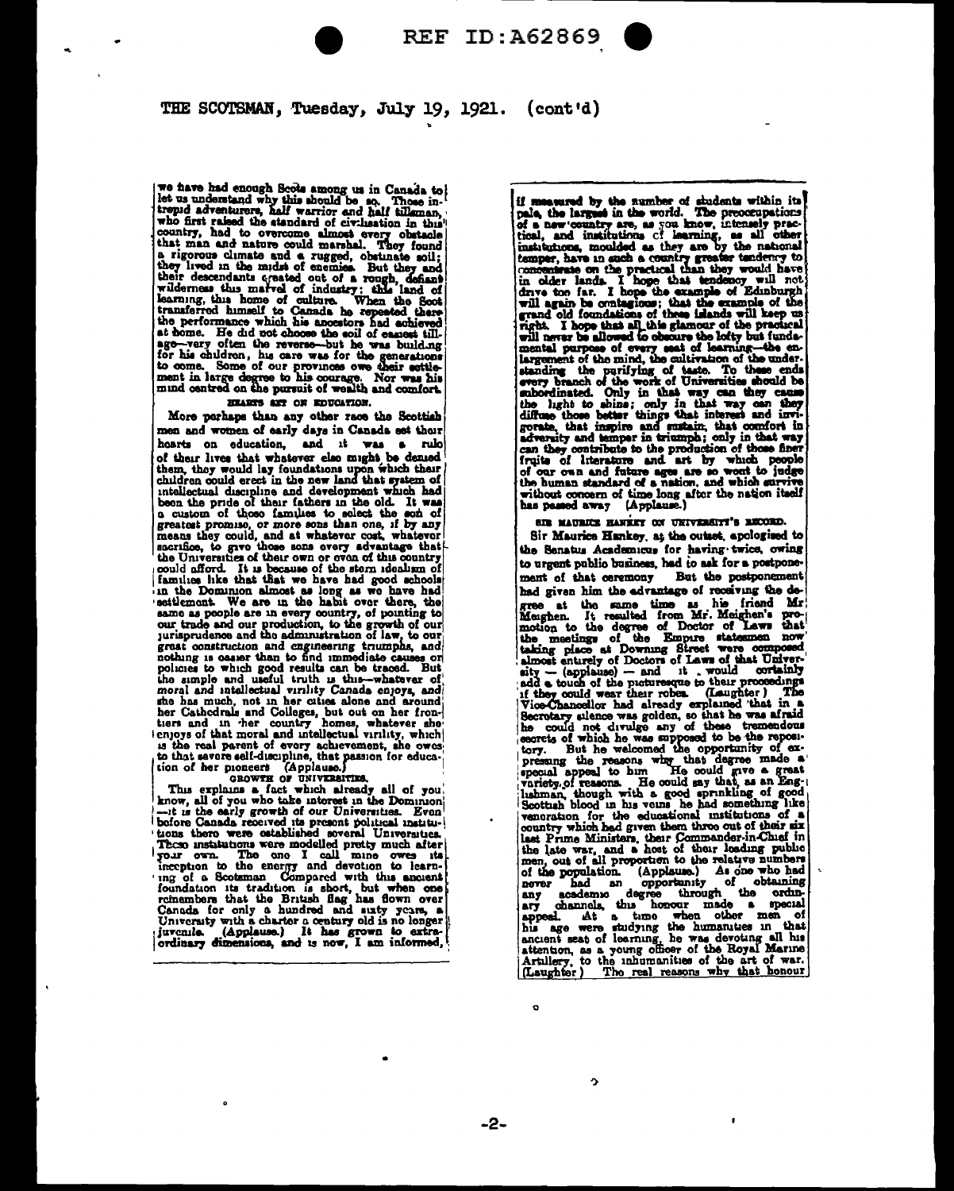THE SCOTSMAN, Tuesday, July 19, 1921. (cont'd)

we have had enough Scots among us in Canada to let us understand why this should be so. Those intrepid adventurers, half warrior and half tillsman, who first raised the standard of civilisation in this country, had to overcome almost every obstacle that man and nature could marshal. They found a rigorous climate and a rugged, obstinate soil; they lived in the midst of enemies. But they and their descendants created out of a rough, defiant wilderness this marvel of industry; this land of learning, this home of culture. When the Scot transferred himself to Canada he repeated there the performance which his ancestors had achieved at home. He did not choose the soil of easiest tillage—very often the reverse—but he was building for his children, his care was for the generations to come. Some of our provinces owe their settlement in large degree to his courage. Nor was his mind centred on the pursuit of wealth and comfort.

### HEARTS SET ON EDUCATION.

More perhaps than any other race the Scottish men and women of early days in Canada set their hearts on education, and it was a rule of their lives that whatever else might be denied them, they would lay foundations upon which their children could erect in the new land that system of intellectual discipline and development which had been the pride of their fathers in the old. It was a custom of those families to select the son of greatest promise, or more sons than one, if by any means they could, and at whatever cost, whatever sacrifice, to give those sons every advantage that the Universities of their own or even of this country could afford. It is because of the stern idealism of families like that that we have had good schools in the Dominion almost as long as we have had settlement. We are in the habit over there, the same as people are in every country, of pointing to our trade and our production, to the growth of our jurisprudence and the administration of law, to our great construction and engineering triumphs, and nothing is easier than to find immediate causes or policies to which good results can be traced. But the simple and useful truth is this—whatever of moral and intellectual virility Canada enjoys, and she has much, not in her cities alone and around her Cathedrals and Colleges, but out on her frontiers and in her country homes, whatever she enjoys of that moral and intellectual virility, which is the real parent of every achievement, she owes to that severe self-discipline, that passion for education of her pioneers (Applause.)

### GROWTH OF UNIVERSITIES.

This explains a fact which already all of you know, all of you who take interest in the Dominion—it is the early growth of our Universities. Even before Canada received its present political institutions there were established several Universities. Those institutions were modelled pretty much after your own. The one I call mine owes its inception to the energy and devotion to learning of a Scotsman. Compared with this ancient foundation its tradition is short, but when one remembers that the British flag has flown over Canada for only a hundred and sixty years, a University with a charter a century old is no longer juvenile. (Applause.) It has grown to extraordinary dimensions, and is now, I am informed, if measured by the number of students within its pale, the largest in the world. The preoccupations of a new country are, as you know, intensely practical, and institutions of learning, as all other institutions, moulded as they are by the national temper, have in such a country greater tendency to concentrate on the practical than they would have in older lands. I hope that tendency will not drive too far. I hope the example of Edinburgh will again be contagious; that the example of the grand old foundations of these islands will keep us right. I hope that all this glamour of the practical will never be allowed to obscure the lofty but fundamental purpose of every seat of learning—the enlargement of the mind, the cultivation of the understanding the purifying of taste. To these ends every branch of the work of Universities should be subordinated. Only in that way can they cause the light to shine; only in that way can they diffuse those better things that interest and invigorate, that inspire and sustain, that comfort in adversity and temper in triumph; only in that way can they contribute to the production of those finer fruits of literature and art by which people of our own and future ages are so wont to judge the human standard of a nation, and which survive without concern of time long after the nation itself has passed away (Applause.)

### SIR MAURICE HANKEY ON UNIVERSITY'S RECORD.

Sir Maurice Hankey, at the outset, apologised to the Senatus Academicus for having twice, owing to urgent public business, had to ask for a postponement of that ceremony But the postponement had given him the advantage of receiving the degree at the same time as his friend Mr Meighen. It resulted from Mr. Meighen's promotion to the degree of Doctor of Laws that the meetings of the Empire statesmen now taking place at Downing Street were composed almost entirely of Doctors of Laws of that University — (applause) — and it would certainly add a touch of the picturesque to their proceedings if they could wear their robes. (Laughter) The Vice-Chancellor had already explained that in a Secretary silence was golden, so that he was afraid he could not divulge any of these tremendous secrets of which he was supposed to be the repository. But he welcomed the opportunity of expressing the reasons why that degree made a special appeal to him He could give a great variety of reasons. He could say that, as an Englishman, though with a good sprinkling of good Scottish blood in his veins he had something like veneration for the educational institutions of a country which had given them three out of their six last Prime Ministers, their Commander-in-Chief in the late war, and a host of their leading public men, out of all proportion to the relative numbers of the population. (Applause.) As one who had never had an opportunity of obtaining any academic degree through the ordinary channels, this honour made a special appeal. At a time when other men of his age were studying the humanities in that ancient seat of learning, he was devoting all his attention, as a young officer of the Royal Marine Artillery, to the inhumanities of the art of war. (Laughter) The real reasons why that honour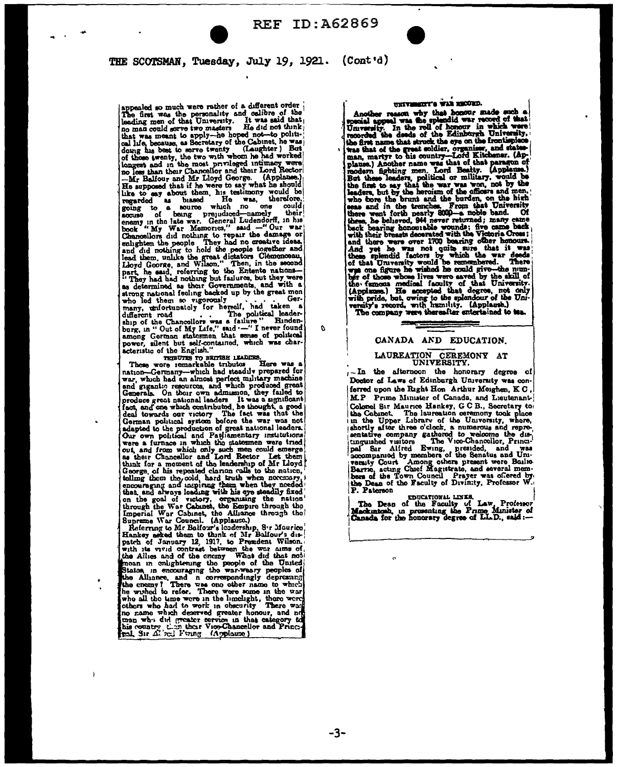THE SCOTSMAN, Tuesday, July 19, 1921. (Cont'd)

appealed so much were rather of a different order. The first was the personality and calibre of the leading men of that University. It was said that no man could serve two masters. He did not think that was meant to apply—he hoped not—to political life, because, as Secretary of the Cabinet, he was doing his best to serve twenty. (Laughter.) But of those twenty, the two with whom he had worked longest and in the most privileged intimacy were no less than their Chancellor and their Lord Rector—Mr Balfour and Mr Lloyd George. (Applause.) He supposed that if he were to say what he should like to say about them, his testimony would be regarded as biased. He was, therefore, going to a source which no one could accuse of being prejudiced—namely their enemy in the late war. General Ludendorff, in his book "My War Memories," said —"Our war Chancellors did nothing to repair the damage or enlighten the people. They had no creative ideas, and did nothing to hold the people together and lead them, unlike the great dictators Clémenceau, Lloyd George, and Wilson." Then, in the second part, he said, referring to the Entente nations—"They had had nothing but failures, but they were as determined as their Governments, and with a strong national feeling backed up by the great men who led them so vigorously . . . . Germany, unfortunately for herself, had taken a different road . . . . The political leadership of the Chancellors was a failure." Hindenburg, in "Out of My Life," said —"I never found among German statesmen that sense of political power, silent but self-contained, which was characteristic of the English."

TRIBUTES TO BRITISH LEADERS.

These were remarkable tributes. Here was a nation—Germany—which had steadily prepared for war, which had an almost perfect military machine and gigantic resources, and which produced great Generals. On their own admission, they failed to produce great national leaders. It was a significant fact, and one which contributed, he thought, a good deal towards our victory. The fact was that the German political system before the war was not adapted to the production of great national leaders. Our own political and Parliamentary institutions were a furnace in which the statesmen were tried out, and from which only such men could emerge as their Chancellor and Lord Rector. Let them think for a moment of the leadership of Mr Lloyd George, of his repeated clarion calls to the nation, telling them the cold, hard truth when necessary, encouraging and inspiring them when they needed that, and always leading with his eye steadily fixed on the goal of victory, organising the nation through the War Cabinet, the Empire through the Imperial War Cabinet, the Alliance through the Supreme War Council. (Applause.)

Referring to Mr Balfour's leadership, Sir Maurice Hankey asked them to think of Mr Balfour's dispatch of January 12, 1917, to President Wilson, with its vivid contrast between the war aims of the Allies and of the enemy. What did that not mean in enlightening the people of the United States, in encouraging the war-weary peoples of the Alliance, and in correspondingly depressing the enemy? There was one other name to which he wished to refer. There were some in the war who all the time were in the limelight, there were others who had to work in obscurity. There was no name which deserved greater honour, and no man who did greater service in that category to his country than their Vice-Chancellor and Principal, Sir Alfred Ewing. (Applause.)

UNIVERSITY'S WAR RECORD.

Another reason why that honour made such a special appeal was the splendid war record of that University. In the roll of honour in which were recorded the deeds of the Edinburgh University, the first name that struck the eye on the frontispiece was that of the great soldier, organiser, and statesman, martyr to his country—Lord Kitchener. (Applause.) Another name was that of that paragon of modern fighting men, Lord Beatty. (Applause.) But these leaders, political or military, would be the first to say that the war was won, not by the leaders, but by the heroism of the officers and men, who bore the brunt and the burden, on the high seas and in the trenches. From that University there went forth nearly 8000—a noble band. Of these, he believed, 944 never returned; many came back bearing honourable wounds; five came back with their breasts decorated with the Victoria Cross; and there were over 1700 bearing other honours. And yet he was not quite sure that it was these splendid factors by which the war deeds of that University would be remembered. There was one figure he wished he could give—the number of those whose lives were saved by the skill of the famous medical faculty of that University. (Applause.) He accepted that degree, not only with pride, but, owing to the splendour of the University's record, with humility. (Applause.)

The company were thereafter entertained to tea.

## CANADA AND EDUCATION.

### LAUREATION CEREMONY AT UNIVERSITY.

—In the afternoon the honorary degree of Doctor of Laws of Edinburgh University was conferred upon the Right Hon Arthur Meighen, K.C., M.P. Prime Minister of Canada, and Lieutenant-Colonel Sir Maurice Hankey, G.C.B., Secretary to the Cabinet. The laureation ceremony took place in the Upper Library of the University, where, shortly after three o'clock, a numerous and representative company gathered to welcome the distinguished visitors. The Vice-Chancellor, Principal Sir Alfred Ewing, presided, and was accompanied by members of the Senatus and University Court. Among others present were Bailie Barrie, acting Chief Magistrate, and several members of the Town Council. Prayer was offered by the Dean of the Faculty of Divinity, Professor W. P. Paterson.

EDUCATIONAL LINKS.

The Dean of the Faculty of Law, Professor Mackintosh, in presenting the Prime Minister of Canada for the honorary degree of LL.D., said:—